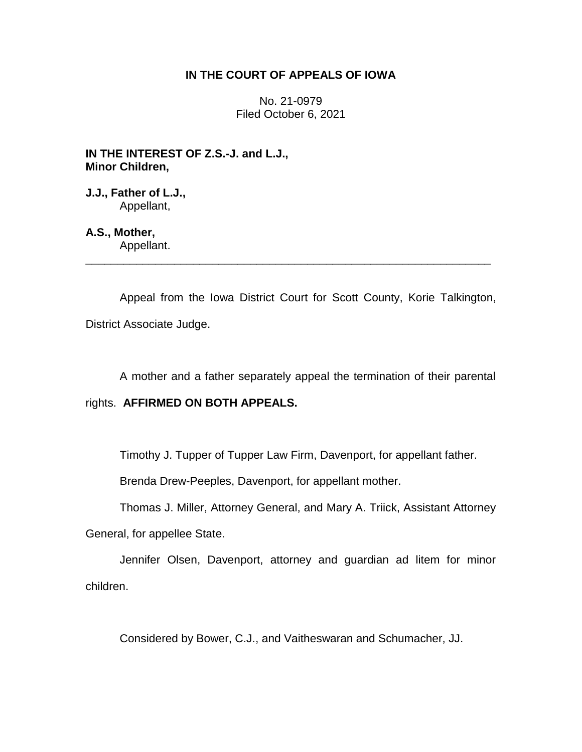# IN THE COURT OF APPEALS OF IOWA

No. 21-0979
Filed October 6, 2021

**IN THE INTEREST OF Z.S.-J. and L.J., Minor Children,**

**J.J., Father of L.J.,**
Appellant,

**A.S., Mother,**
Appellant.

---

Appeal from the Iowa District Court for Scott County, Korie Talkington, District Associate Judge.

A mother and a father separately appeal the termination of their parental rights. **AFFIRMED ON BOTH APPEALS.**

Timothy J. Tupper of Tupper Law Firm, Davenport, for appellant father.

Brenda Drew-Peeples, Davenport, for appellant mother.

Thomas J. Miller, Attorney General, and Mary A. Triick, Assistant Attorney General, for appellee State.

Jennifer Olsen, Davenport, attorney and guardian ad litem for minor children.

Considered by Bower, C.J., and Vaitheswaran and Schumacher, JJ.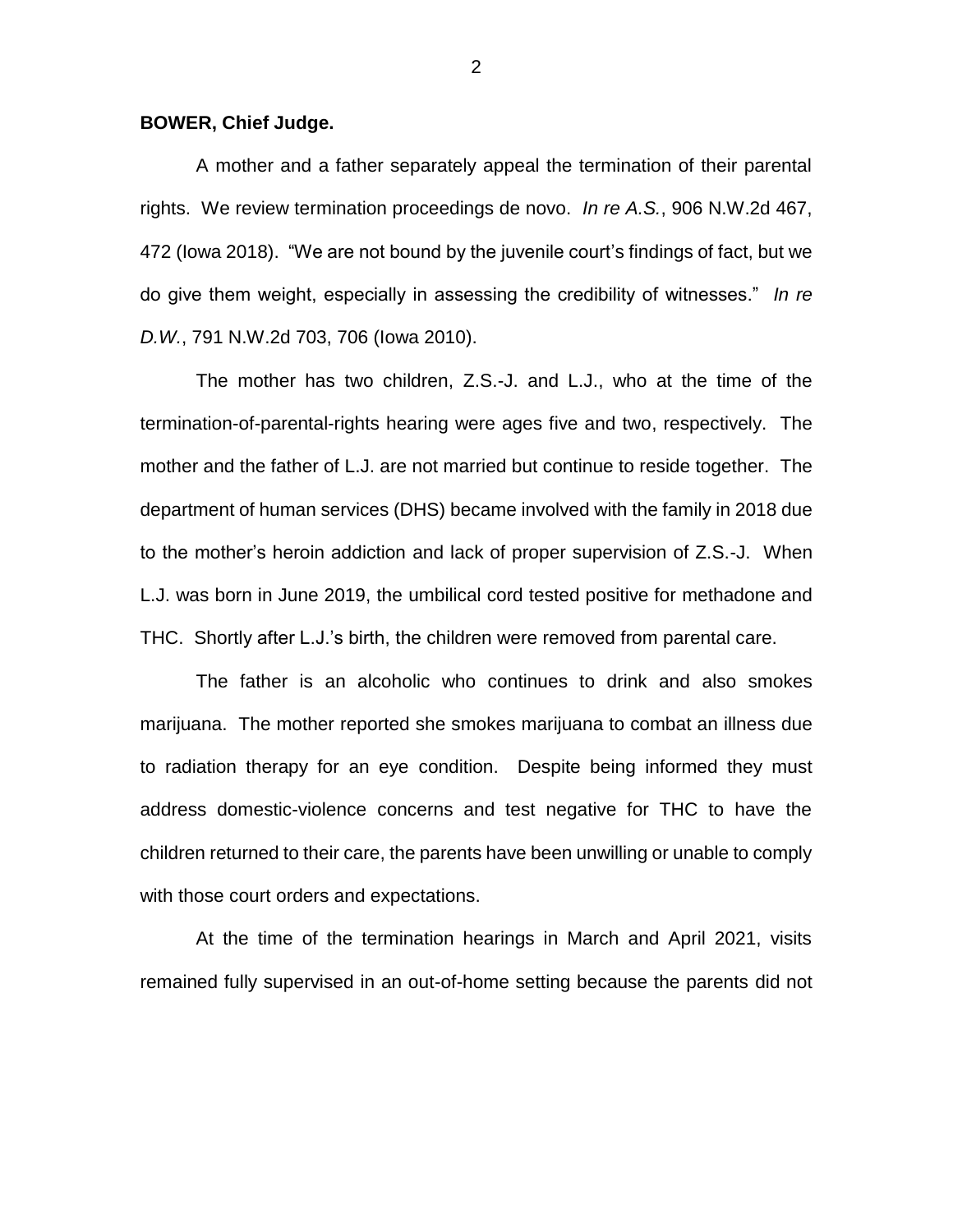**BOWER, Chief Judge.**

A mother and a father separately appeal the termination of their parental rights. We review termination proceedings de novo. *In re A.S.*, 906 N.W.2d 467, 472 (Iowa 2018). "We are not bound by the juvenile court's findings of fact, but we do give them weight, especially in assessing the credibility of witnesses." *In re D.W.*, 791 N.W.2d 703, 706 (Iowa 2010).

The mother has two children, Z.S.-J. and L.J., who at the time of the termination-of-parental-rights hearing were ages five and two, respectively. The mother and the father of L.J. are not married but continue to reside together. The department of human services (DHS) became involved with the family in 2018 due to the mother's heroin addiction and lack of proper supervision of Z.S.-J. When L.J. was born in June 2019, the umbilical cord tested positive for methadone and THC. Shortly after L.J.'s birth, the children were removed from parental care.

The father is an alcoholic who continues to drink and also smokes marijuana. The mother reported she smokes marijuana to combat an illness due to radiation therapy for an eye condition. Despite being informed they must address domestic-violence concerns and test negative for THC to have the children returned to their care, the parents have been unwilling or unable to comply with those court orders and expectations.

At the time of the termination hearings in March and April 2021, visits remained fully supervised in an out-of-home setting because the parents did not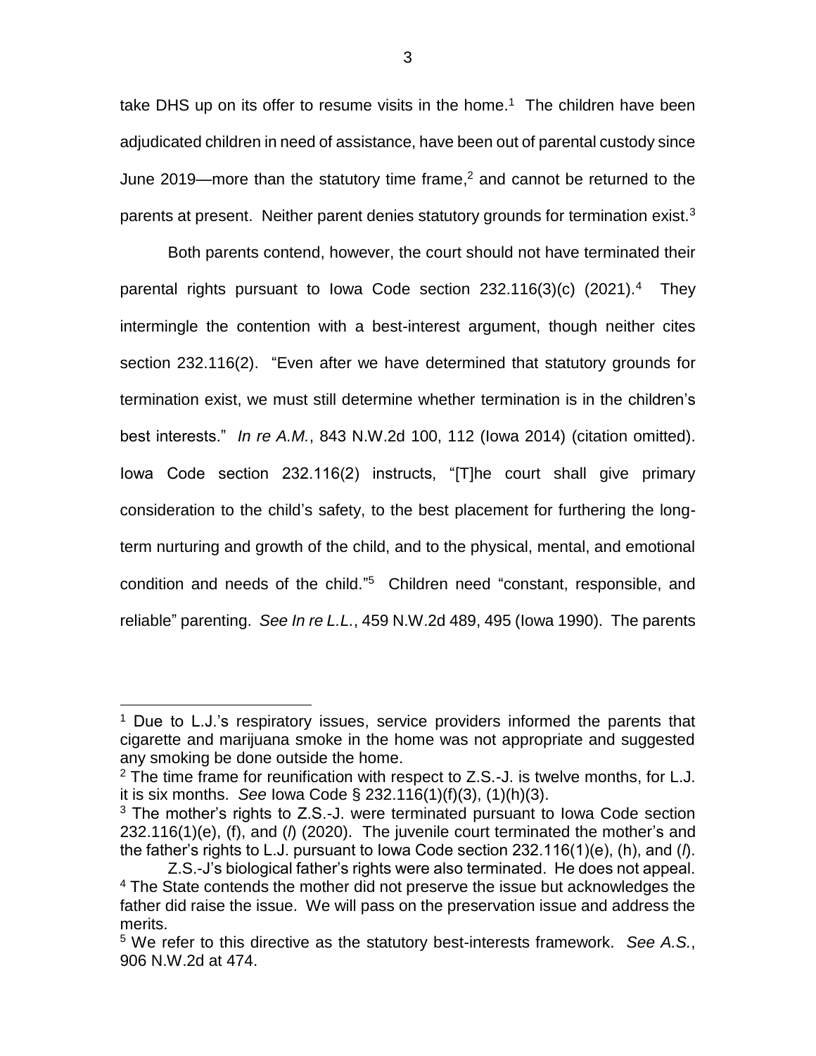take DHS up on its offer to resume visits in the home.[1] The children have been adjudicated children in need of assistance, have been out of parental custody since June 2019—more than the statutory time frame,[2] and cannot be returned to the parents at present. Neither parent denies statutory grounds for termination exist.[3]

Both parents contend, however, the court should not have terminated their parental rights pursuant to Iowa Code section 232.116(3)(c) (2021).[4] They intermingle the contention with a best-interest argument, though neither cites section 232.116(2). "Even after we have determined that statutory grounds for termination exist, we must still determine whether termination is in the children's best interests." *In re A.M.*, 843 N.W.2d 100, 112 (Iowa 2014) (citation omitted). Iowa Code section 232.116(2) instructs, "[T]he court shall give primary consideration to the child's safety, to the best placement for furthering the long-term nurturing and growth of the child, and to the physical, mental, and emotional condition and needs of the child."[5] Children need "constant, responsible, and reliable" parenting. *See In re L.L.*, 459 N.W.2d 489, 495 (Iowa 1990). The parents

---

[1] Due to L.J.'s respiratory issues, service providers informed the parents that cigarette and marijuana smoke in the home was not appropriate and suggested any smoking be done outside the home.

[2] The time frame for reunification with respect to Z.S.-J. is twelve months, for L.J. it is six months. *See* Iowa Code § 232.116(1)(f)(3), (1)(h)(3).

[3] The mother's rights to Z.S.-J. were terminated pursuant to Iowa Code section 232.116(1)(e), (f), and (*l*) (2020). The juvenile court terminated the mother's and the father's rights to L.J. pursuant to Iowa Code section 232.116(1)(e), (h), and (*l*).

Z.S.-J's biological father's rights were also terminated. He does not appeal.

[4] The State contends the mother did not preserve the issue but acknowledges the father did raise the issue. We will pass on the preservation issue and address the merits.

[5] We refer to this directive as the statutory best-interests framework. *See A.S.*, 906 N.W.2d at 474.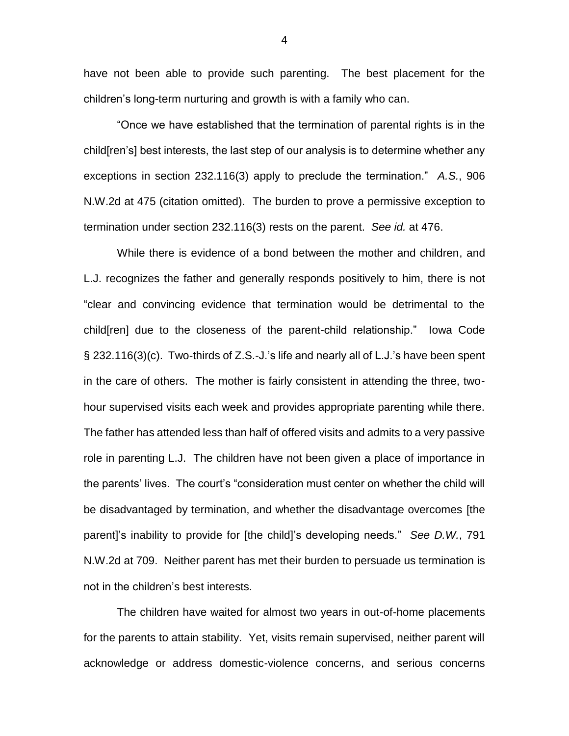have not been able to provide such parenting. The best placement for the children's long-term nurturing and growth is with a family who can.

"Once we have established that the termination of parental rights is in the child[ren's] best interests, the last step of our analysis is to determine whether any exceptions in section 232.116(3) apply to preclude the termination." *A.S.*, 906 N.W.2d at 475 (citation omitted). The burden to prove a permissive exception to termination under section 232.116(3) rests on the parent. *See id.* at 476.

While there is evidence of a bond between the mother and children, and L.J. recognizes the father and generally responds positively to him, there is not "clear and convincing evidence that termination would be detrimental to the child[ren] due to the closeness of the parent-child relationship." Iowa Code § 232.116(3)(c). Two-thirds of Z.S.-J.'s life and nearly all of L.J.'s have been spent in the care of others. The mother is fairly consistent in attending the three, two-hour supervised visits each week and provides appropriate parenting while there. The father has attended less than half of offered visits and admits to a very passive role in parenting L.J. The children have not been given a place of importance in the parents' lives. The court's "consideration must center on whether the child will be disadvantaged by termination, and whether the disadvantage overcomes [the parent]'s inability to provide for [the child]'s developing needs." *See D.W.*, 791 N.W.2d at 709. Neither parent has met their burden to persuade us termination is not in the children's best interests.

The children have waited for almost two years in out-of-home placements for the parents to attain stability. Yet, visits remain supervised, neither parent will acknowledge or address domestic-violence concerns, and serious concerns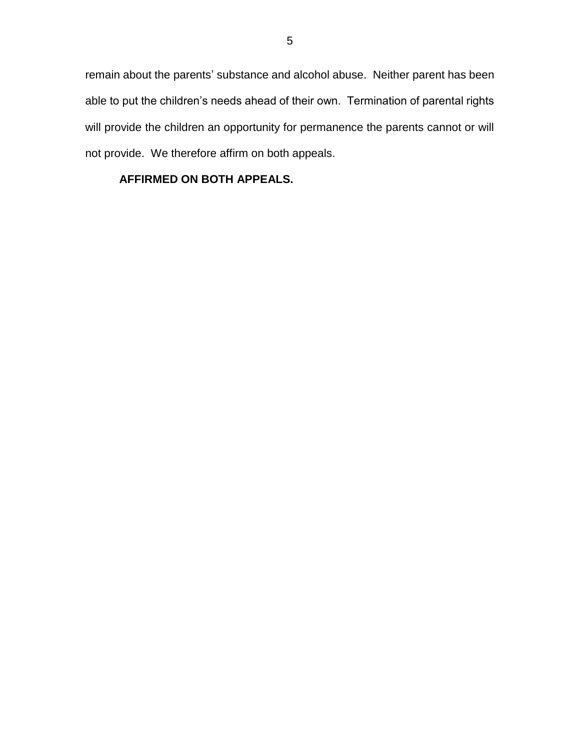remain about the parents' substance and alcohol abuse. Neither parent has been able to put the children's needs ahead of their own. Termination of parental rights will provide the children an opportunity for permanence the parents cannot or will not provide. We therefore affirm on both appeals.

**AFFIRMED ON BOTH APPEALS.**